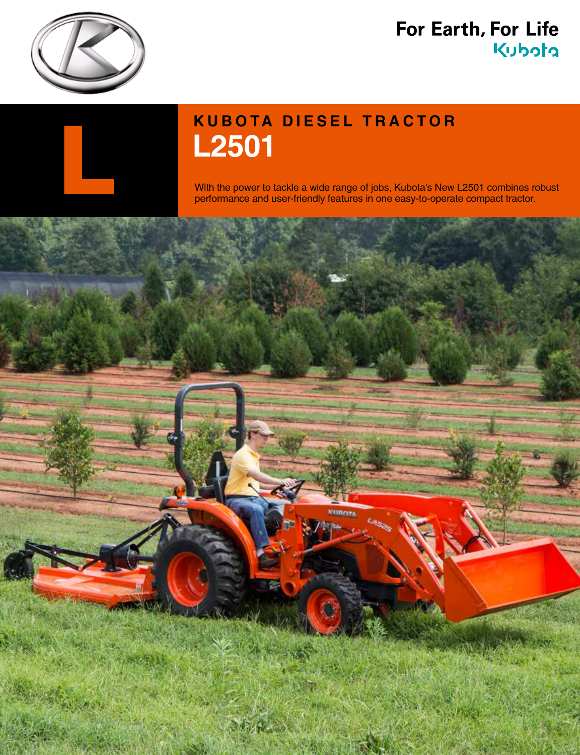For Earth, For Life

Kubota

L

# KUBOTA DIESEL TRACTOR

# L2501

With the power to tackle a wide range of jobs, Kubota's New L2501 combines robust performance and user-friendly features in one easy-to-operate compact tractor.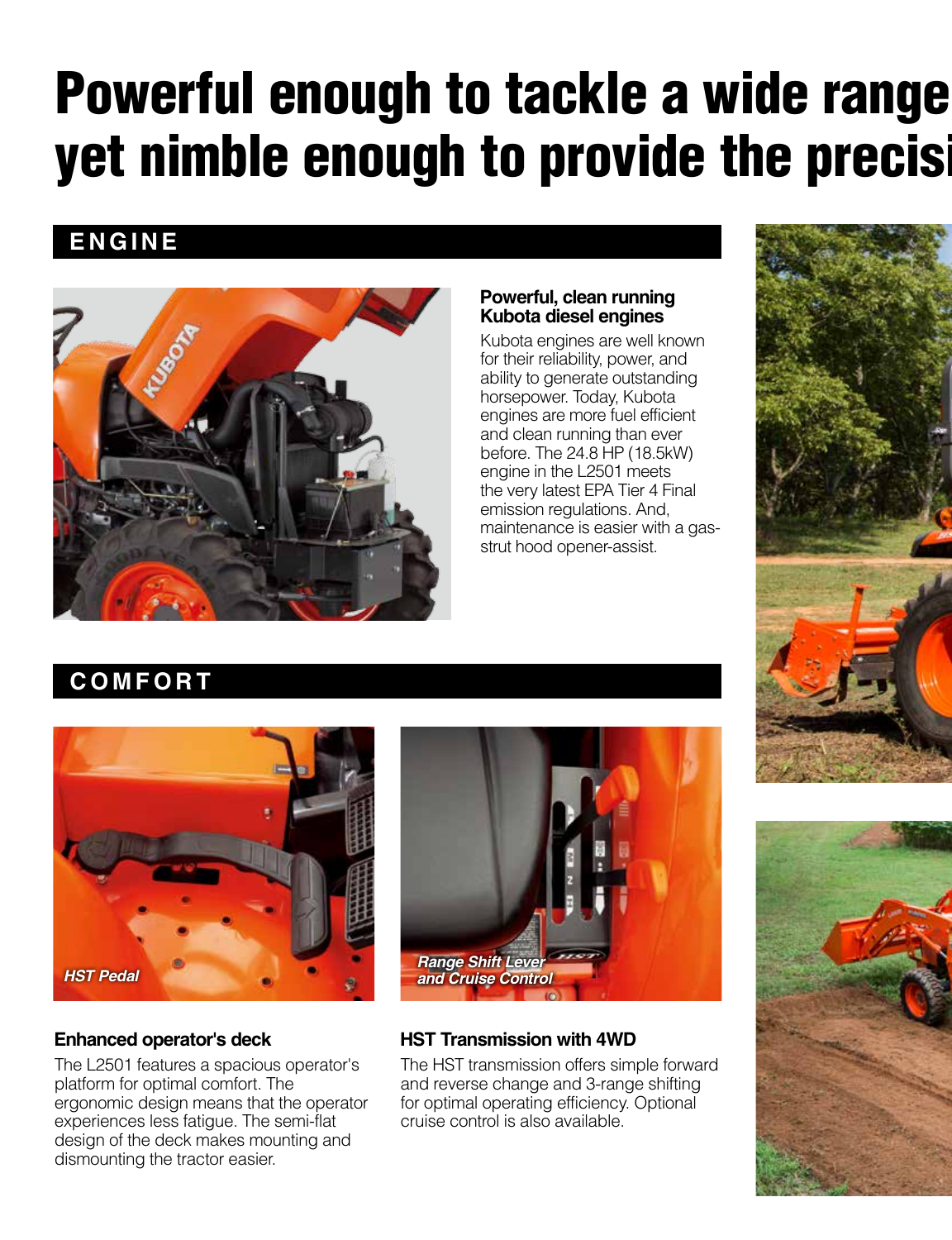# Powerful enough to tackle a wide range
# yet nimble enough to provide the precisi

## ENGINE

### Powerful, clean running Kubota diesel engines

Kubota engines are well known for their reliability, power, and ability to generate outstanding horsepower. Today, Kubota engines are more fuel efficient and clean running than ever before. The 24.8 HP (18.5kW) engine in the L2501 meets the very latest EPA Tier 4 Final emission regulations. And, maintenance is easier with a gas-strut hood opener-assist.

## COMFORT

*HST Pedal*

*Range Shift Lever and Cruise Control*

### Enhanced operator's deck

The L2501 features a spacious operator's platform for optimal comfort. The ergonomic design means that the operator experiences less fatigue. The semi-flat design of the deck makes mounting and dismounting the tractor easier.

### HST Transmission with 4WD

The HST transmission offers simple forward and reverse change and 3-range shifting for optimal operating efficiency. Optional cruise control is also available.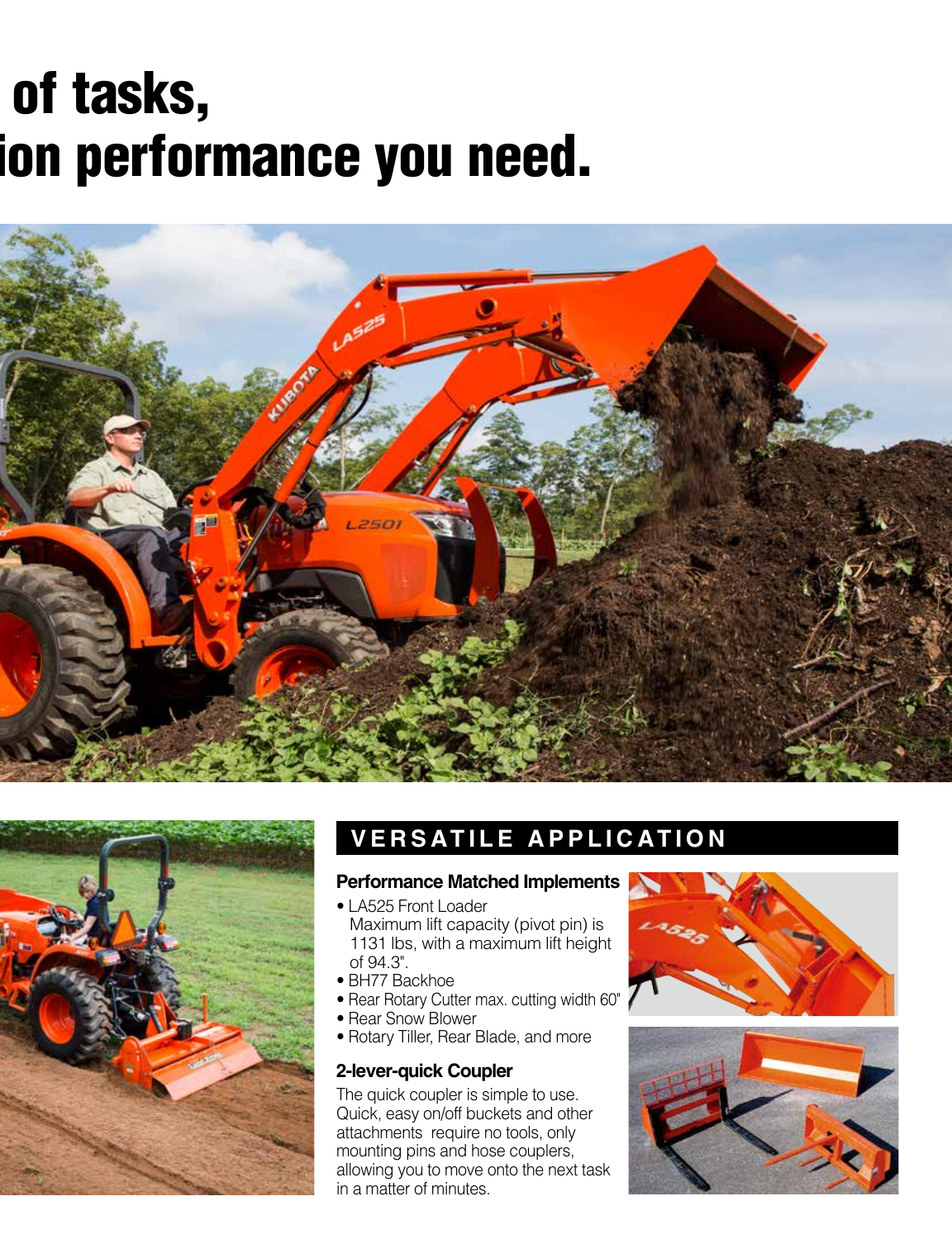# of tasks,
# ion performance you need.

## VERSATILE APPLICATION

### Performance Matched Implements

- LA525 Front Loader
  Maximum lift capacity (pivot pin) is 1131 lbs, with a maximum lift height of 94.3".
- BH77 Backhoe
- Rear Rotary Cutter max. cutting width 60"
- Rear Snow Blower
- Rotary Tiller, Rear Blade, and more

### 2-lever-quick Coupler

The quick coupler is simple to use. Quick, easy on/off buckets and other attachments require no tools, only mounting pins and hose couplers, allowing you to move onto the next task in a matter of minutes.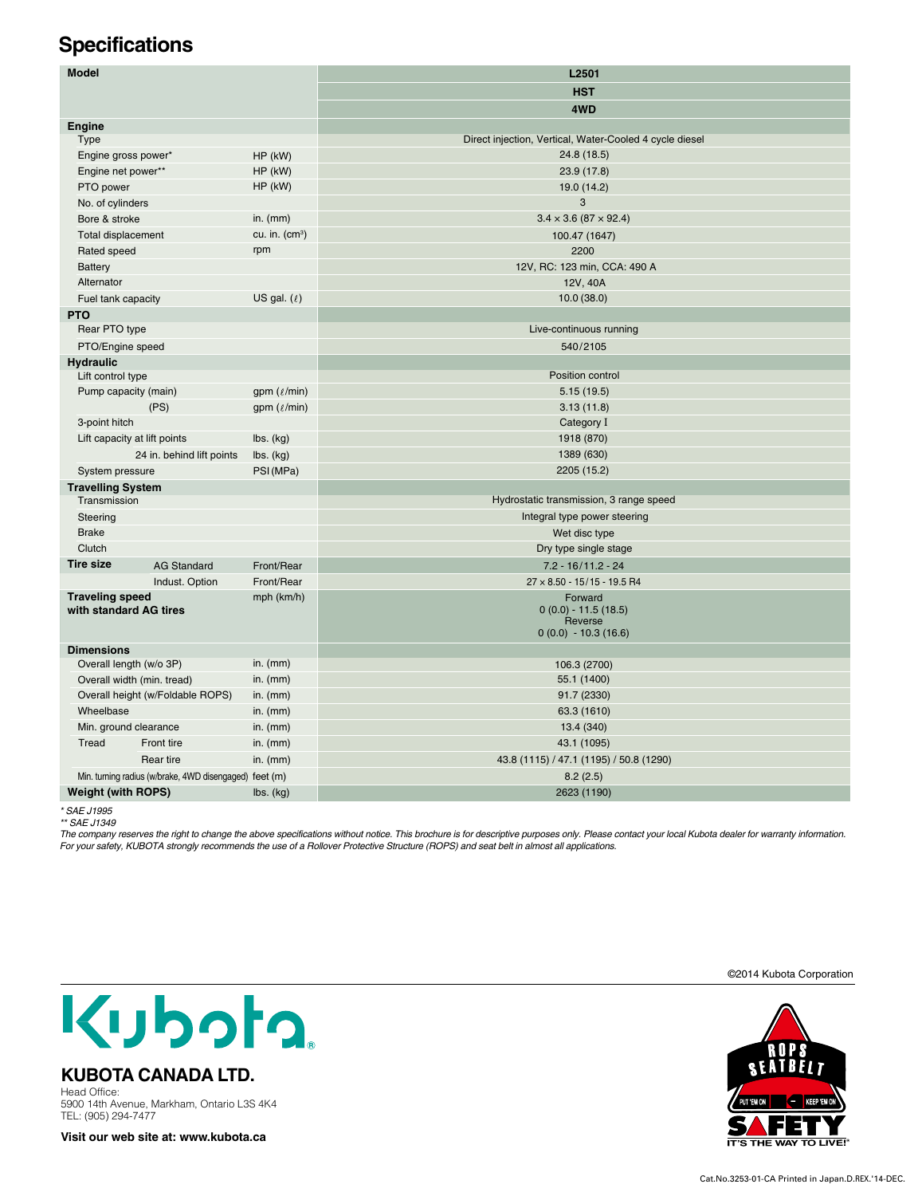# Specifications

| Model | | | L2501 HST 4WD |
|---|---|---|---|
| **Engine** | | | |
| Type | | | Direct injection, Vertical, Water-Cooled 4 cycle diesel |
| Engine gross power* | | HP (kW) | 24.8 (18.5) |
| Engine net power** | | HP (kW) | 23.9 (17.8) |
| PTO power | | HP (kW) | 19.0 (14.2) |
| No. of cylinders | | | 3 |
| Bore & stroke | | in. (mm) | 3.4 × 3.6 (87 × 92.4) |
| Total displacement | | cu. in. (cm³) | 100.47 (1647) |
| Rated speed | | rpm | 2200 |
| Battery | | | 12V, RC: 123 min, CCA: 490 A |
| Alternator | | | 12V, 40A |
| Fuel tank capacity | | US gal. (ℓ) | 10.0 (38.0) |
| **PTO** | | | |
| Rear PTO type | | | Live-continuous running |
| PTO/Engine speed | | | 540/2105 |
| **Hydraulic** | | | |
| Lift control type | | | Position control |
| Pump capacity | (main) | gpm (ℓ/min) | 5.15 (19.5) |
| | (PS) | gpm (ℓ/min) | 3.13 (11.8) |
| 3-point hitch | | | Category I |
| Lift capacity | at lift points | lbs. (kg) | 1918 (870) |
| | 24 in. behind lift points | lbs. (kg) | 1389 (630) |
| System pressure | | PSI (MPa) | 2205 (15.2) |
| **Travelling System** | | | |
| Transmission | | | Hydrostatic transmission, 3 range speed |
| Steering | | | Integral type power steering |
| Brake | | | Wet disc type |
| Clutch | | | Dry type single stage |
| **Tire size** | AG Standard | Front/Rear | 7.2 - 16/11.2 - 24 |
| | Indust. Option | Front/Rear | 27 × 8.50 - 15/15 - 19.5 R4 |
| **Traveling speed with standard AG tires** | | mph (km/h) | Forward 0 (0.0) - 11.5 (18.5) Reverse 0 (0.0) - 10.3 (16.6) |
| **Dimensions** | | | |
| Overall length (w/o 3P) | | in. (mm) | 106.3 (2700) |
| Overall width (min. tread) | | in. (mm) | 55.1 (1400) |
| Overall height (w/Foldable ROPS) | | in. (mm) | 91.7 (2330) |
| Wheelbase | | in. (mm) | 63.3 (1610) |
| Min. ground clearance | | in. (mm) | 13.4 (340) |
| Tread | Front tire | in. (mm) | 43.1 (1095) |
| | Rear tire | in. (mm) | 43.8 (1115) / 47.1 (1195) / 50.8 (1290) |
| Min. turning radius (w/brake, 4WD disengaged) | | feet (m) | 8.2 (2.5) |
| **Weight (with ROPS)** | | lbs. (kg) | 2623 (1190) |

*\* SAE J1995*
*\*\* SAE J1349*
*The company reserves the right to change the above specifications without notice. This brochure is for descriptive purposes only. Please contact your local Kubota dealer for warranty information.*
*For your safety, KUBOTA strongly recommends the use of a Rollover Protective Structure (ROPS) and seat belt in almost all applications.*

©2014 Kubota Corporation

Kubota

**KUBOTA CANADA LTD.**
Head Office:
5900 14th Avenue, Markham, Ontario L3S 4K4
TEL: (905) 294-7477

**Visit our web site at: www.kubota.ca**

ROPS SEATBELT PUT 'EM ON KEEP 'EM ON SAFETY IT'S THE WAY TO LIVE!

Cat.No.3253-01-CA Printed in Japan.D.REX.'14-DEC.